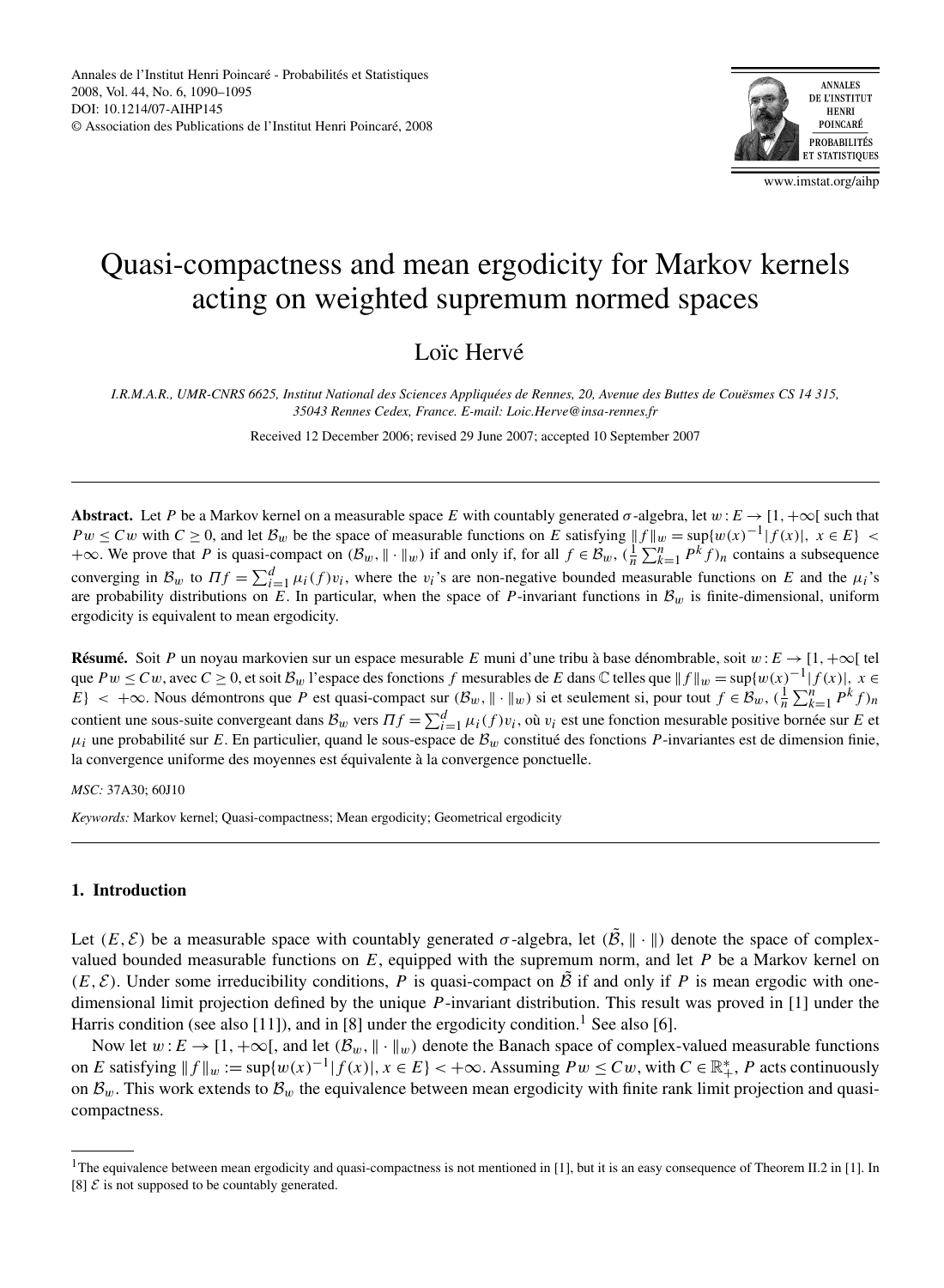# Quasi-compactness and mean ergodicity for Markov kernels acting on weighted supremum normed spaces

Loïc Hervé

*I.R.M.A.R., UMR-CNRS 6625, Institut National des Sciences Appliquées de Rennes, 20, Avenue des Buttes de Couësmes CS 14 315, 35043 Rennes Cedex, France. E-mail: Loic.Herve@insa-rennes.fr*

Received 12 December 2006; revised 29 June 2007; accepted 10 September 2007

**Abstract.** Let $P$ be a Markov kernel on a measurable space $E$ with countably generated $\sigma$-algebra, let $w : E \to [1, +\infty[$ such that $Pw \le Cw$ with $C \ge 0$, and let $\mathcal{B}_w$ be the space of measurable functions on $E$ satisfying $\|f\|_w = \sup\{w(x)^{-1}|f(x)|,\ x \in E\} < +\infty$. We prove that $P$ is quasi-compact on $(\mathcal{B}_w, \|\cdot\|_w)$ if and only if, for all $f \in \mathcal{B}_w$, $(\frac{1}{n}\sum_{k=1}^{n} P^k f)_n$ contains a subsequence converging in $\mathcal{B}_w$ to $\Pi f = \sum_{i=1}^{d} \mu_i(f) v_i$, where the $v_i$'s are non-negative bounded measurable functions on $E$ and the $\mu_i$'s are probability distributions on $E$. In particular, when the space of $P$-invariant functions in $\mathcal{B}_w$ is finite-dimensional, uniform ergodicity is equivalent to mean ergodicity.

**Résumé.** Soit $P$ un noyau markovien sur un espace mesurable $E$ muni d'une tribu à base dénombrable, soit $w : E \to [1, +\infty[$ tel que $Pw \le Cw$, avec $C \ge 0$, et soit $\mathcal{B}_w$ l'espace des fonctions $f$ mesurables de $E$ dans $\mathbb{C}$ telles que $\|f\|_w = \sup\{w(x)^{-1}|f(x)|,\ x \in E\} < +\infty$. Nous démontrons que $P$ est quasi-compact sur $(\mathcal{B}_w, \|\cdot\|_w)$ si et seulement si, pour tout $f \in \mathcal{B}_w$, $(\frac{1}{n}\sum_{k=1}^{n} P^k f)_n$ contient une sous-suite convergeant dans $\mathcal{B}_w$ vers $\Pi f = \sum_{i=1}^{d} \mu_i(f) v_i$, où $v_i$ est une fonction mesurable positive bornée sur $E$ et $\mu_i$ une probabilité sur $E$. En particulier, quand le sous-espace de $\mathcal{B}_w$ constitué des fonctions $P$-invariantes est de dimension finie, la convergence uniforme des moyennes est équivalente à la convergence ponctuelle.

*MSC:* 37A30; 60J10

*Keywords:* Markov kernel; Quasi-compactness; Mean ergodicity; Geometrical ergodicity

## 1. Introduction

Let $(E, \mathcal{E})$ be a measurable space with countably generated $\sigma$-algebra, let $(\tilde{\mathcal{B}}, \|\cdot\|)$ denote the space of complex-valued bounded measurable functions on $E$, equipped with the supremum norm, and let $P$ be a Markov kernel on $(E, \mathcal{E})$. Under some irreducibility conditions, $P$ is quasi-compact on $\tilde{\mathcal{B}}$ if and only if $P$ is mean ergodic with one-dimensional limit projection defined by the unique $P$-invariant distribution. This result was proved in [1] under the Harris condition (see also [11]), and in [8] under the ergodicity condition.[1] See also [6].

Now let $w : E \to [1, +\infty[$, and let $(\mathcal{B}_w, \|\cdot\|_w)$ denote the Banach space of complex-valued measurable functions on $E$ satisfying $\|f\|_w := \sup\{w(x)^{-1}|f(x)|, x \in E\} < +\infty$. Assuming $Pw \le Cw$, with $C \in \mathbb{R}_+^*$, $P$ acts continuously on $\mathcal{B}_w$. This work extends to $\mathcal{B}_w$ the equivalence between mean ergodicity with finite rank limit projection and quasi-compactness.

[1] The equivalence between mean ergodicity and quasi-compactness is not mentioned in [1], but it is an easy consequence of Theorem II.2 in [1]. In [8] $\mathcal{E}$ is not supposed to be countably generated.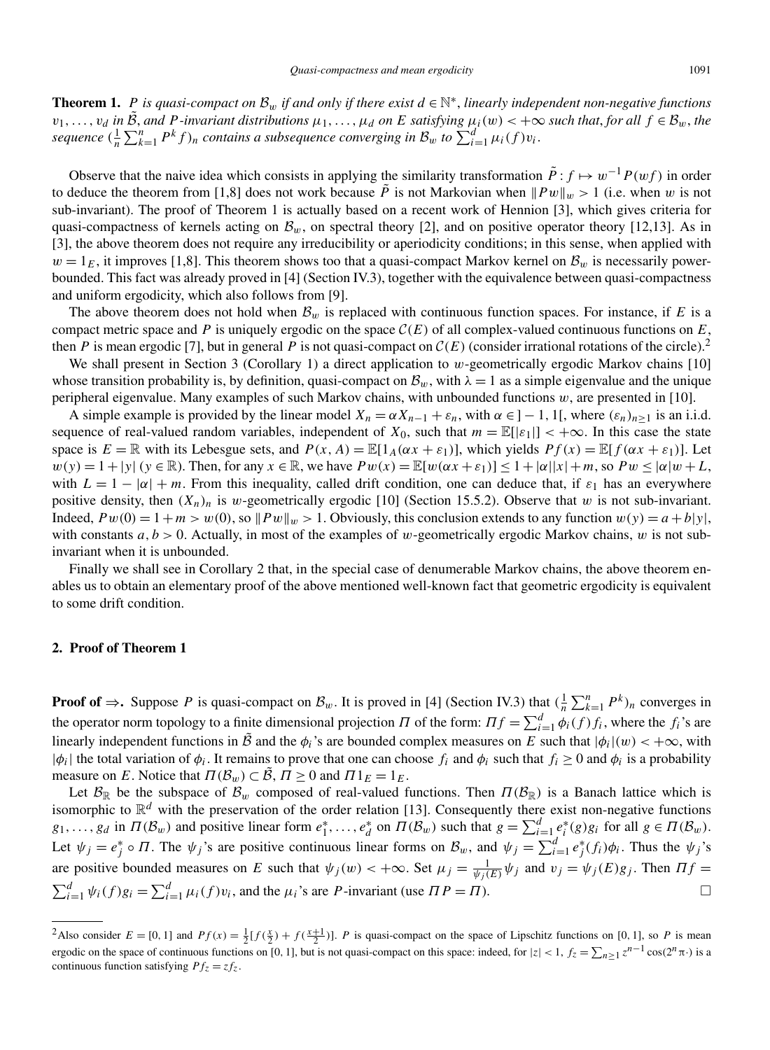**Theorem 1.** *$P$ is quasi-compact on $\mathcal{B}_w$ if and only if there exist $d \in \mathbb{N}^*$, linearly independent non-negative functions $v_1, \ldots, v_d$ in $\tilde{\mathcal{B}}$, and $P$-invariant distributions $\mu_1, \ldots, \mu_d$ on $E$ satisfying $\mu_i(w) < +\infty$ such that, for all $f \in \mathcal{B}_w$, the sequence $(\frac{1}{n}\sum_{k=1}^{n} P^k f)_n$ contains a subsequence converging in $\mathcal{B}_w$ to $\sum_{i=1}^{d} \mu_i(f) v_i$.*

Observe that the naive idea which consists in applying the similarity transformation $\tilde{P}: f \mapsto w^{-1}P(wf)$ in order to deduce the theorem from [1,8] does not work because $\tilde{P}$ is not Markovian when $\|Pw\|_w > 1$ (i.e. when $w$ is not sub-invariant). The proof of Theorem 1 is actually based on a recent work of Hennion [3], which gives criteria for quasi-compactness of kernels acting on $\mathcal{B}_w$, on spectral theory [2], and on positive operator theory [12,13]. As in [3], the above theorem does not require any irreducibility or aperiodicity conditions; in this sense, when applied with $w = 1_E$, it improves [1,8]. This theorem shows too that a quasi-compact Markov kernel on $\mathcal{B}_w$ is necessarily power-bounded. This fact was already proved in [4] (Section IV.3), together with the equivalence between quasi-compactness and uniform ergodicity, which also follows from [9].

The above theorem does not hold when $\mathcal{B}_w$ is replaced with continuous function spaces. For instance, if $E$ is a compact metric space and $P$ is uniquely ergodic on the space $\mathcal{C}(E)$ of all complex-valued continuous functions on $E$, then $P$ is mean ergodic [7], but in general $P$ is not quasi-compact on $\mathcal{C}(E)$ (consider irrational rotations of the circle).[2]

We shall present in Section 3 (Corollary 1) a direct application to $w$-geometrically ergodic Markov chains [10] whose transition probability is, by definition, quasi-compact on $\mathcal{B}_w$, with $\lambda = 1$ as a simple eigenvalue and the unique peripheral eigenvalue. Many examples of such Markov chains, with unbounded functions $w$, are presented in [10].

A simple example is provided by the linear model $X_n = \alpha X_{n-1} + \varepsilon_n$, with $\alpha \in ]-1, 1[$, where $(\varepsilon_n)_{n\geq 1}$ is an i.i.d. sequence of real-valued random variables, independent of $X_0$, such that $m = \mathbb{E}[|\varepsilon_1|] < +\infty$. In this case the state space is $E = \mathbb{R}$ with its Lebesgue sets, and $P(x, A) = \mathbb{E}[1_A(\alpha x + \varepsilon_1)]$, which yields $Pf(x) = \mathbb{E}[f(\alpha x + \varepsilon_1)]$. Let $w(y) = 1 + |y|$ ($y \in \mathbb{R}$). Then, for any $x \in \mathbb{R}$, we have $Pw(x) = \mathbb{E}[w(\alpha x + \varepsilon_1)] \leq 1 + |\alpha||x| + m$, so $Pw \leq |\alpha| w + L$, with $L = 1 - |\alpha| + m$. From this inequality, called drift condition, one can deduce that, if $\varepsilon_1$ has an everywhere positive density, then $(X_n)_n$ is $w$-geometrically ergodic [10] (Section 15.5.2). Observe that $w$ is not sub-invariant. Indeed, $Pw(0) = 1 + m > w(0)$, so $\|Pw\|_w > 1$. Obviously, this conclusion extends to any function $w(y) = a + b|y|$, with constants $a, b > 0$. Actually, in most of the examples of $w$-geometrically ergodic Markov chains, $w$ is not sub-invariant when it is unbounded.

Finally we shall see in Corollary 2 that, in the special case of denumerable Markov chains, the above theorem enables us to obtain an elementary proof of the above mentioned well-known fact that geometric ergodicity is equivalent to some drift condition.

## 2. Proof of Theorem 1

**Proof of $\Rightarrow$.** Suppose $P$ is quasi-compact on $\mathcal{B}_w$. It is proved in [4] (Section IV.3) that $(\frac{1}{n}\sum_{k=1}^{n} P^k)_n$ converges in the operator norm topology to a finite dimensional projection $\Pi$ of the form: $\Pi f = \sum_{i=1}^{d} \phi_i(f) f_i$, where the $f_i$'s are linearly independent functions in $\tilde{\mathcal{B}}$ and the $\phi_i$'s are bounded complex measures on $E$ such that $|\phi_i|(w) < +\infty$, with $|\phi_i|$ the total variation of $\phi_i$. It remains to prove that one can choose $f_i$ and $\phi_i$ such that $f_i \geq 0$ and $\phi_i$ is a probability measure on $E$. Notice that $\Pi(\mathcal{B}_w) \subset \tilde{\mathcal{B}}$, $\Pi \geq 0$ and $\Pi 1_E = 1_E$.

Let $\mathcal{B}_{\mathbb{R}}$ be the subspace of $\mathcal{B}_w$ composed of real-valued functions. Then $\Pi(\mathcal{B}_{\mathbb{R}})$ is a Banach lattice which is isomorphic to $\mathbb{R}^d$ with the preservation of the order relation [13]. Consequently there exist non-negative functions $g_1, \ldots, g_d$ in $\Pi(\mathcal{B}_w)$ and positive linear form $e_1^*, \ldots, e_d^*$ on $\Pi(\mathcal{B}_w)$ such that $g = \sum_{i=1}^{d} e_i^*(g) g_i$ for all $g \in \Pi(\mathcal{B}_w)$. Let $\psi_j = e_j^* \circ \Pi$. The $\psi_j$'s are positive continuous linear forms on $\mathcal{B}_w$, and $\psi_j = \sum_{i=1}^{d} e_j^*(f_i)\phi_i$. Thus the $\psi_j$'s are positive bounded measures on $E$ such that $\psi_j(w) < +\infty$. Set $\mu_j = \frac{1}{\psi_j(E)}\psi_j$ and $v_j = \psi_j(E) g_j$. Then $\Pi f = \sum_{i=1}^{d} \psi_i(f) g_i = \sum_{i=1}^{d} \mu_i(f) v_i$, and the $\mu_i$'s are $P$-invariant (use $\Pi P = \Pi$). □

---

[2] Also consider $E = [0, 1]$ and $Pf(x) = \frac{1}{2}[f(\frac{x}{2}) + f(\frac{x+1}{2})]$. $P$ is quasi-compact on the space of Lipschitz functions on $[0, 1]$, so $P$ is mean ergodic on the space of continuous functions on $[0, 1]$, but is not quasi-compact on this space: indeed, for $|z| < 1$, $f_z = \sum_{n\geq 1} z^{n-1}\cos(2^n \pi \cdot)$ is a continuous function satisfying $Pf_z = zf_z$.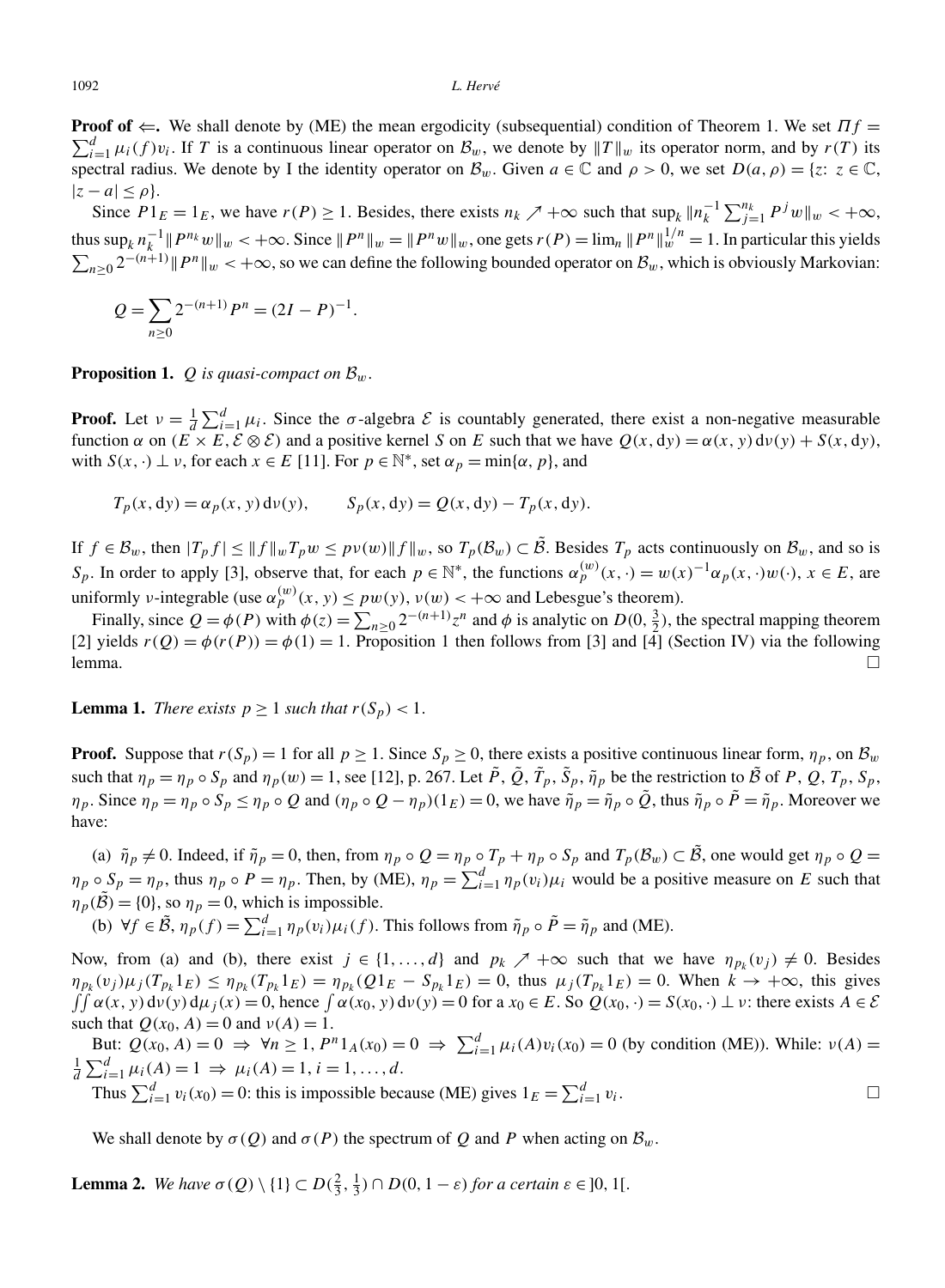**Proof of $\Leftarrow$.** We shall denote by (ME) the mean ergodicity (subsequential) condition of Theorem 1. We set $\Pi f = \sum_{i=1}^d \mu_i(f)v_i$. If $T$ is a continuous linear operator on $\mathcal{B}_w$, we denote by $\|T\|_w$ its operator norm, and by $r(T)$ its spectral radius. We denote by I the identity operator on $\mathcal{B}_w$. Given $a \in \mathbb{C}$ and $\rho > 0$, we set $D(a,\rho) = \{z\colon z \in \mathbb{C}, |z-a| \le \rho\}$.

Since $P1_E = 1_E$, we have $r(P) \ge 1$. Besides, there exists $n_k \nearrow +\infty$ such that $\sup_k \|n_k^{-1}\sum_{j=1}^{n_k} P^j w\|_w < +\infty$, thus $\sup_k n_k^{-1}\|P^{n_k} w\|_w < +\infty$. Since $\|P^n\|_w = \|P^n w\|_w$, one gets $r(P) = \lim_n \|P^n\|_w^{1/n} = 1$. In particular this yields $\sum_{n\ge 0} 2^{-(n+1)}\|P^n\|_w < +\infty$, so we can define the following bounded operator on $\mathcal{B}_w$, which is obviously Markovian:

$$Q = \sum_{n\ge 0} 2^{-(n+1)} P^n = (2I - P)^{-1}.$$

**Proposition 1.** *$Q$ is quasi-compact on $\mathcal{B}_w$.*

**Proof.** Let $\nu = \frac{1}{d}\sum_{i=1}^d \mu_i$. Since the $\sigma$-algebra $\mathcal{E}$ is countably generated, there exist a non-negative measurable function $\alpha$ on $(E \times E, \mathcal{E} \otimes \mathcal{E})$ and a positive kernel $S$ on $E$ such that we have $Q(x,\mathrm{d}y) = \alpha(x,y)\,\mathrm{d}\nu(y) + S(x,\mathrm{d}y)$, with $S(x,\cdot) \perp \nu$, for each $x \in E$ [11]. For $p \in \mathbb{N}^*$, set $\alpha_p = \min\{\alpha, p\}$, and

$$T_p(x,\mathrm{d}y) = \alpha_p(x,y)\,\mathrm{d}\nu(y), \qquad S_p(x,\mathrm{d}y) = Q(x,\mathrm{d}y) - T_p(x,\mathrm{d}y).$$

If $f \in \mathcal{B}_w$, then $|T_p f| \le \|f\|_w T_p w \le p\nu(w)\|f\|_w$, so $T_p(\mathcal{B}_w) \subset \tilde{\mathcal{B}}$. Besides $T_p$ acts continuously on $\mathcal{B}_w$, and so is $S_p$. In order to apply [3], observe that, for each $p \in \mathbb{N}^*$, the functions $\alpha_p^{(w)}(x,\cdot) = w(x)^{-1}\alpha_p(x,\cdot)w(\cdot)$, $x \in E$, are uniformly $\nu$-integrable (use $\alpha_p^{(w)}(x,y) \le pw(y)$, $\nu(w) < +\infty$ and Lebesgue's theorem).

Finally, since $Q = \phi(P)$ with $\phi(z) = \sum_{n\ge 0} 2^{-(n+1)}z^n$ and $\phi$ is analytic on $D(0,\frac{3}{2})$, the spectral mapping theorem [2] yields $r(Q) = \phi(r(P)) = \phi(1) = 1$. Proposition 1 then follows from [3] and [4] (Section IV) via the following lemma. $\square$

**Lemma 1.** *There exists $p \ge 1$ such that $r(S_p) < 1$.*

**Proof.** Suppose that $r(S_p) = 1$ for all $p \ge 1$. Since $S_p \ge 0$, there exists a positive continuous linear form, $\eta_p$, on $\mathcal{B}_w$ such that $\eta_p = \eta_p \circ S_p$ and $\eta_p(w) = 1$, see [12], p. 267. Let $\tilde{P}$, $\tilde{Q}$, $\tilde{T}_p$, $\tilde{S}_p$, $\tilde{\eta}_p$ be the restriction to $\tilde{\mathcal{B}}$ of $P$, $Q$, $T_p$, $S_p$, $\eta_p$. Since $\eta_p = \eta_p \circ S_p \le \eta_p \circ Q$ and $(\eta_p \circ Q - \eta_p)(1_E) = 0$, we have $\tilde{\eta}_p = \tilde{\eta}_p \circ \tilde{Q}$, thus $\tilde{\eta}_p \circ \tilde{P} = \tilde{\eta}_p$. Moreover we have:

(a) $\tilde{\eta}_p \ne 0$. Indeed, if $\tilde{\eta}_p = 0$, then, from $\eta_p \circ Q = \eta_p \circ T_p + \eta_p \circ S_p$ and $T_p(\mathcal{B}_w) \subset \tilde{\mathcal{B}}$, one would get $\eta_p \circ Q = \eta_p \circ S_p = \eta_p$, thus $\eta_p \circ P = \eta_p$. Then, by (ME), $\eta_p = \sum_{i=1}^d \eta_p(v_i)\mu_i$ would be a positive measure on $E$ such that $\eta_p(\tilde{\mathcal{B}}) = \{0\}$, so $\eta_p = 0$, which is impossible.

(b) $\forall f \in \tilde{\mathcal{B}}$, $\eta_p(f) = \sum_{i=1}^d \eta_p(v_i)\mu_i(f)$. This follows from $\tilde{\eta}_p \circ \tilde{P} = \tilde{\eta}_p$ and (ME).

Now, from (a) and (b), there exist $j \in \{1,\ldots,d\}$ and $p_k \nearrow +\infty$ such that we have $\eta_{p_k}(v_j) \ne 0$. Besides $\eta_{p_k}(v_j)\mu_j(T_{p_k}1_E) \le \eta_{p_k}(T_{p_k}1_E) = \eta_{p_k}(Q1_E - S_{p_k}1_E) = 0$, thus $\mu_j(T_{p_k}1_E) = 0$. When $k \to +\infty$, this gives $\iint \alpha(x,y)\,\mathrm{d}\nu(y)\,\mathrm{d}\mu_j(x) = 0$, hence $\int \alpha(x_0,y)\,\mathrm{d}\nu(y) = 0$ for a $x_0 \in E$. So $Q(x_0,\cdot) = S(x_0,\cdot) \perp \nu$: there exists $A \in \mathcal{E}$ such that $Q(x_0,A) = 0$ and $\nu(A) = 1$.

But: $Q(x_0,A) = 0 \Rightarrow \forall n \ge 1$, $P^n 1_A(x_0) = 0 \Rightarrow \sum_{i=1}^d \mu_i(A)v_i(x_0) = 0$ (by condition (ME)). While: $\nu(A) = \frac{1}{d}\sum_{i=1}^d \mu_i(A) = 1 \Rightarrow \mu_i(A) = 1$, $i = 1,\ldots,d$.

Thus $\sum_{i=1}^d v_i(x_0) = 0$: this is impossible because (ME) gives $1_E = \sum_{i=1}^d v_i$. $\square$

We shall denote by $\sigma(Q)$ and $\sigma(P)$ the spectrum of $Q$ and $P$ when acting on $\mathcal{B}_w$.

**Lemma 2.** *We have $\sigma(Q) \setminus \{1\} \subset D(\frac{2}{3},\frac{1}{3}) \cap D(0,1-\varepsilon)$ for a certain $\varepsilon \in ]0,1[$.*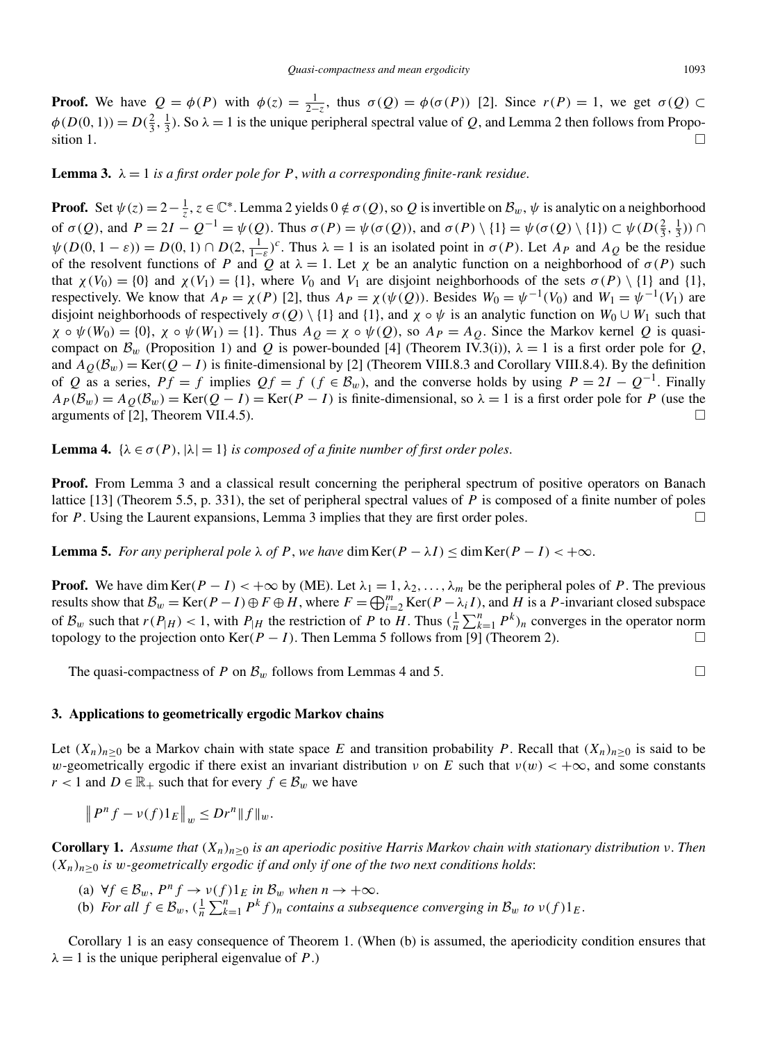**Proof.** We have $Q = \phi(P)$ with $\phi(z) = \frac{1}{2-z}$, thus $\sigma(Q) = \phi(\sigma(P))$ [2]. Since $r(P) = 1$, we get $\sigma(Q) \subset \phi(D(0,1)) = D(\frac{2}{3}, \frac{1}{3})$. So $\lambda = 1$ is the unique peripheral spectral value of $Q$, and Lemma 2 then follows from Proposition 1. $\square$

**Lemma 3.** *$\lambda = 1$ is a first order pole for $P$, with a corresponding finite-rank residue.*

**Proof.** Set $\psi(z) = 2 - \frac{1}{z}$, $z \in \mathbb{C}^*$. Lemma 2 yields $0 \notin \sigma(Q)$, so $Q$ is invertible on $\mathcal{B}_w$, $\psi$ is analytic on a neighborhood of $\sigma(Q)$, and $P = 2I - Q^{-1} = \psi(Q)$. Thus $\sigma(P) = \psi(\sigma(Q))$, and $\sigma(P) \setminus \{1\} = \psi(\sigma(Q) \setminus \{1\}) \subset \psi(D(\frac{2}{3}, \frac{1}{3})) \cap \psi(D(0, 1-\varepsilon)) = D(0,1) \cap D(2, \frac{1}{1-\varepsilon})^c$. Thus $\lambda = 1$ is an isolated point in $\sigma(P)$. Let $A_P$ and $A_Q$ be the residue of the resolvent functions of $P$ and $Q$ at $\lambda = 1$. Let $\chi$ be an analytic function on a neighborhood of $\sigma(P)$ such that $\chi(V_0) = \{0\}$ and $\chi(V_1) = \{1\}$, where $V_0$ and $V_1$ are disjoint neighborhoods of the sets $\sigma(P) \setminus \{1\}$ and $\{1\}$, respectively. We know that $A_P = \chi(P)$ [2], thus $A_P = \chi(\psi(Q))$. Besides $W_0 = \psi^{-1}(V_0)$ and $W_1 = \psi^{-1}(V_1)$ are disjoint neighborhoods of respectively $\sigma(Q) \setminus \{1\}$ and $\{1\}$, and $\chi \circ \psi$ is an analytic function on $W_0 \cup W_1$ such that $\chi \circ \psi(W_0) = \{0\}$, $\chi \circ \psi(W_1) = \{1\}$. Thus $A_Q = \chi \circ \psi(Q)$, so $A_P = A_Q$. Since the Markov kernel $Q$ is quasi-compact on $\mathcal{B}_w$ (Proposition 1) and $Q$ is power-bounded [4] (Theorem IV.3(i)), $\lambda = 1$ is a first order pole for $Q$, and $A_Q(\mathcal{B}_w) = \operatorname{Ker}(Q - I)$ is finite-dimensional by [2] (Theorem VIII.8.3 and Corollary VIII.8.4). By the definition of $Q$ as a series, $Pf = f$ implies $Qf = f$ ($f \in \mathcal{B}_w$), and the converse holds by using $P = 2I - Q^{-1}$. Finally $A_P(\mathcal{B}_w) = A_Q(\mathcal{B}_w) = \operatorname{Ker}(Q - I) = \operatorname{Ker}(P - I)$ is finite-dimensional, so $\lambda = 1$ is a first order pole for $P$ (use the arguments of [2], Theorem VII.4.5). $\square$

**Lemma 4.** *$\{\lambda \in \sigma(P), |\lambda| = 1\}$ is composed of a finite number of first order poles.*

**Proof.** From Lemma 3 and a classical result concerning the peripheral spectrum of positive operators on Banach lattice [13] (Theorem 5.5, p. 331), the set of peripheral spectral values of $P$ is composed of a finite number of poles for $P$. Using the Laurent expansions, Lemma 3 implies that they are first order poles. $\square$

**Lemma 5.** *For any peripheral pole $\lambda$ of $P$, we have $\dim \operatorname{Ker}(P - \lambda I) \leq \dim \operatorname{Ker}(P - I) < +\infty$.*

**Proof.** We have $\dim \operatorname{Ker}(P - I) < +\infty$ by (ME). Let $\lambda_1 = 1, \lambda_2, \ldots, \lambda_m$ be the peripheral poles of $P$. The previous results show that $\mathcal{B}_w = \operatorname{Ker}(P - I) \oplus F \oplus H$, where $F = \bigoplus_{i=2}^m \operatorname{Ker}(P - \lambda_i I)$, and $H$ is a $P$-invariant closed subspace of $\mathcal{B}_w$ such that $r(P_{|H}) < 1$, with $P_{|H}$ the restriction of $P$ to $H$. Thus $(\frac{1}{n}\sum_{k=1}^n P^k)_n$ converges in the operator norm topology to the projection onto $\operatorname{Ker}(P - I)$. Then Lemma 5 follows from [9] (Theorem 2). $\square$

The quasi-compactness of $P$ on $\mathcal{B}_w$ follows from Lemmas 4 and 5. $\square$

## 3. Applications to geometrically ergodic Markov chains

Let $(X_n)_{n \geq 0}$ be a Markov chain with state space $E$ and transition probability $P$. Recall that $(X_n)_{n \geq 0}$ is said to be $w$-geometrically ergodic if there exist an invariant distribution $\nu$ on $E$ such that $\nu(w) < +\infty$, and some constants $r < 1$ and $D \in \mathbb{R}_+$ such that for every $f \in \mathcal{B}_w$ we have

$$\left\| P^n f - \nu(f) 1_E \right\|_w \leq D r^n \|f\|_w.$$

**Corollary 1.** *Assume that $(X_n)_{n \geq 0}$ is an aperiodic positive Harris Markov chain with stationary distribution $\nu$. Then $(X_n)_{n \geq 0}$ is $w$-geometrically ergodic if and only if one of the two next conditions holds*:

(a) *$\forall f \in \mathcal{B}_w$, $P^n f \to \nu(f) 1_E$ in $\mathcal{B}_w$ when $n \to +\infty$.*
(b) *For all $f \in \mathcal{B}_w$, $(\frac{1}{n}\sum_{k=1}^n P^k f)_n$ contains a subsequence converging in $\mathcal{B}_w$ to $\nu(f) 1_E$.*

Corollary 1 is an easy consequence of Theorem 1. (When (b) is assumed, the aperiodicity condition ensures that $\lambda = 1$ is the unique peripheral eigenvalue of $P$.)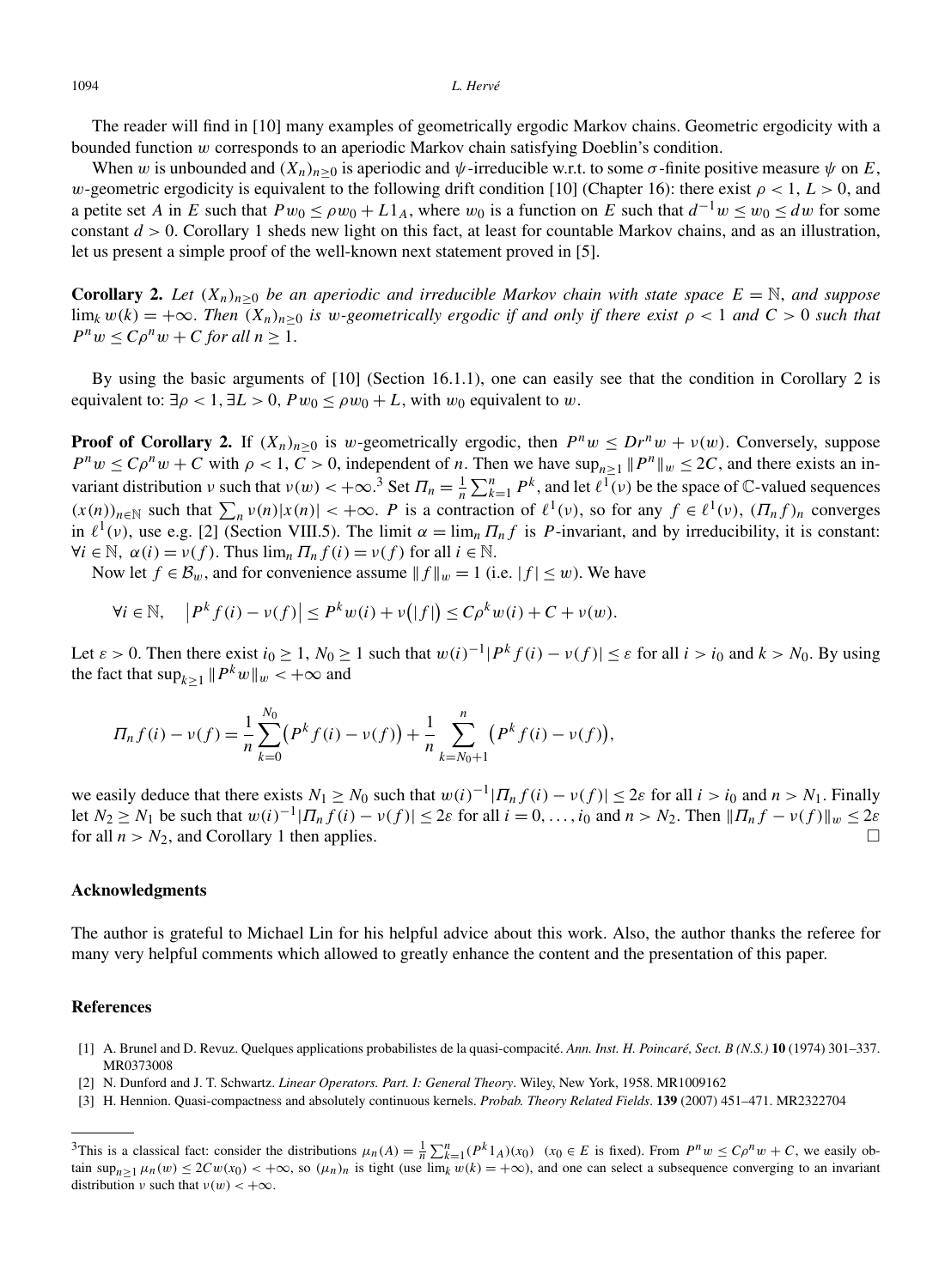The reader will find in [10] many examples of geometrically ergodic Markov chains. Geometric ergodicity with a bounded function $w$ corresponds to an aperiodic Markov chain satisfying Doeblin's condition.

When $w$ is unbounded and $(X_n)_{n\geq 0}$ is aperiodic and $\psi$-irreducible w.r.t. to some $\sigma$-finite positive measure $\psi$ on $E$, $w$-geometric ergodicity is equivalent to the following drift condition [10] (Chapter 16): there exist $\rho < 1$, $L > 0$, and a petite set $A$ in $E$ such that $Pw_0 \leq \rho w_0 + L1_A$, where $w_0$ is a function on $E$ such that $d^{-1}w \leq w_0 \leq dw$ for some constant $d > 0$. Corollary 1 sheds new light on this fact, at least for countable Markov chains, and as an illustration, let us present a simple proof of the well-known next statement proved in [5].

**Corollary 2.** *Let $(X_n)_{n\geq 0}$ be an aperiodic and irreducible Markov chain with state space $E = \mathbb{N}$, and suppose $\lim_k w(k) = +\infty$. Then $(X_n)_{n\geq 0}$ is $w$-geometrically ergodic if and only if there exist $\rho < 1$ and $C > 0$ such that $P^n w \leq C\rho^n w + C$ for all $n \geq 1$.*

By using the basic arguments of [10] (Section 16.1.1), one can easily see that the condition in Corollary 2 is equivalent to: $\exists \rho < 1, \exists L > 0, Pw_0 \leq \rho w_0 + L$, with $w_0$ equivalent to $w$.

**Proof of Corollary 2.** If $(X_n)_{n\geq 0}$ is $w$-geometrically ergodic, then $P^n w \leq Dr^n w + \nu(w)$. Conversely, suppose $P^n w \leq C\rho^n w + C$ with $\rho < 1$, $C > 0$, independent of $n$. Then we have $\sup_{n\geq 1} \|P^n\|_w \leq 2C$, and there exists an invariant distribution $\nu$ such that $\nu(w) < +\infty$.[3] Set $\Pi_n = \frac{1}{n}\sum_{k=1}^n P^k$, and let $\ell^1(\nu)$ be the space of $\mathbb{C}$-valued sequences $(x(n))_{n\in\mathbb{N}}$ such that $\sum_n \nu(n)|x(n)| < +\infty$. $P$ is a contraction of $\ell^1(\nu)$, so for any $f \in \ell^1(\nu)$, $(\Pi_n f)_n$ converges in $\ell^1(\nu)$, use e.g. [2] (Section VIII.5). The limit $\alpha = \lim_n \Pi_n f$ is $P$-invariant, and by irreducibility, it is constant: $\forall i \in \mathbb{N}$, $\alpha(i) = \nu(f)$. Thus $\lim_n \Pi_n f(i) = \nu(f)$ for all $i \in \mathbb{N}$.

Now let $f \in \mathcal{B}_w$, and for convenience assume $\|f\|_w = 1$ (i.e. $|f| \leq w$). We have

$$\forall i \in \mathbb{N}, \quad \left|P^k f(i) - \nu(f)\right| \leq P^k w(i) + \nu\left(|f|\right) \leq C\rho^k w(i) + C + \nu(w).$$

Let $\varepsilon > 0$. Then there exist $i_0 \geq 1$, $N_0 \geq 1$ such that $w(i)^{-1}|P^k f(i) - \nu(f)| \leq \varepsilon$ for all $i > i_0$ and $k > N_0$. By using the fact that $\sup_{k\geq 1} \|P^k w\|_w < +\infty$ and

$$\Pi_n f(i) - \nu(f) = \frac{1}{n}\sum_{k=0}^{N_0}\left(P^k f(i) - \nu(f)\right) + \frac{1}{n}\sum_{k=N_0+1}^{n}\left(P^k f(i) - \nu(f)\right),$$

we easily deduce that there exists $N_1 \geq N_0$ such that $w(i)^{-1}|\Pi_n f(i) - \nu(f)| \leq 2\varepsilon$ for all $i > i_0$ and $n > N_1$. Finally let $N_2 \geq N_1$ be such that $w(i)^{-1}|\Pi_n f(i) - \nu(f)| \leq 2\varepsilon$ for all $i = 0, \ldots, i_0$ and $n > N_2$. Then $\|\Pi_n f - \nu(f)\|_w \leq 2\varepsilon$ for all $n > N_2$, and Corollary 1 then applies. □

## Acknowledgments

The author is grateful to Michael Lin for his helpful advice about this work. Also, the author thanks the referee for many very helpful comments which allowed to greatly enhance the content and the presentation of this paper.

## References

[1] A. Brunel and D. Revuz. Quelques applications probabilistes de la quasi-compacité. *Ann. Inst. H. Poincaré, Sect. B (N.S.)* **10** (1974) 301–337. MR0373008

[2] N. Dunford and J. T. Schwartz. *Linear Operators. Part. I: General Theory*. Wiley, New York, 1958. MR1009162

[3] H. Hennion. Quasi-compactness and absolutely continuous kernels. *Probab. Theory Related Fields*. **139** (2007) 451–471. MR2322704

---

[3] This is a classical fact: consider the distributions $\mu_n(A) = \frac{1}{n}\sum_{k=1}^n (P^k 1_A)(x_0)$ ($x_0 \in E$ is fixed). From $P^n w \leq C\rho^n w + C$, we easily obtain $\sup_{n\geq 1}\mu_n(w) \leq 2Cw(x_0) < +\infty$, so $(\mu_n)_n$ is tight (use $\lim_k w(k) = +\infty$), and one can select a subsequence converging to an invariant distribution $\nu$ such that $\nu(w) < +\infty$.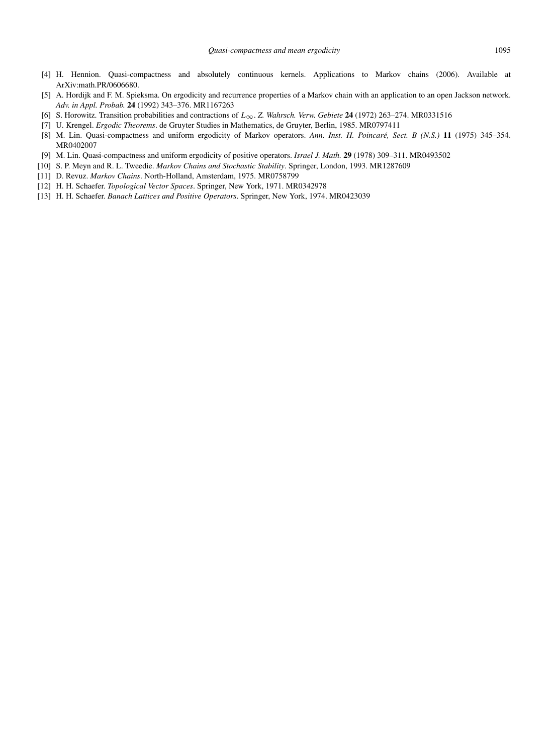[4] H. Hennion. Quasi-compactness and absolutely continuous kernels. Applications to Markov chains (2006). Available at ArXiv:math.PR/0606680.

[5] A. Hordijk and F. M. Spieksma. On ergodicity and recurrence properties of a Markov chain with an application to an open Jackson network. *Adv. in Appl. Probab.* **24** (1992) 343–376. MR1167263

[6] S. Horowitz. Transition probabilities and contractions of $L_\infty$. *Z. Wahrsch. Verw. Gebiete* **24** (1972) 263–274. MR0331516

[7] U. Krengel. *Ergodic Theorems*. de Gruyter Studies in Mathematics, de Gruyter, Berlin, 1985. MR0797411

[8] M. Lin. Quasi-compactness and uniform ergodicity of Markov operators. *Ann. Inst. H. Poincaré, Sect. B (N.S.)* **11** (1975) 345–354. MR0402007

[9] M. Lin. Quasi-compactness and uniform ergodicity of positive operators. *Israel J. Math.* **29** (1978) 309–311. MR0493502

[10] S. P. Meyn and R. L. Tweedie. *Markov Chains and Stochastic Stability*. Springer, London, 1993. MR1287609

[11] D. Revuz. *Markov Chains*. North-Holland, Amsterdam, 1975. MR0758799

[12] H. H. Schaefer. *Topological Vector Spaces*. Springer, New York, 1971. MR0342978

[13] H. H. Schaefer. *Banach Lattices and Positive Operators*. Springer, New York, 1974. MR0423039